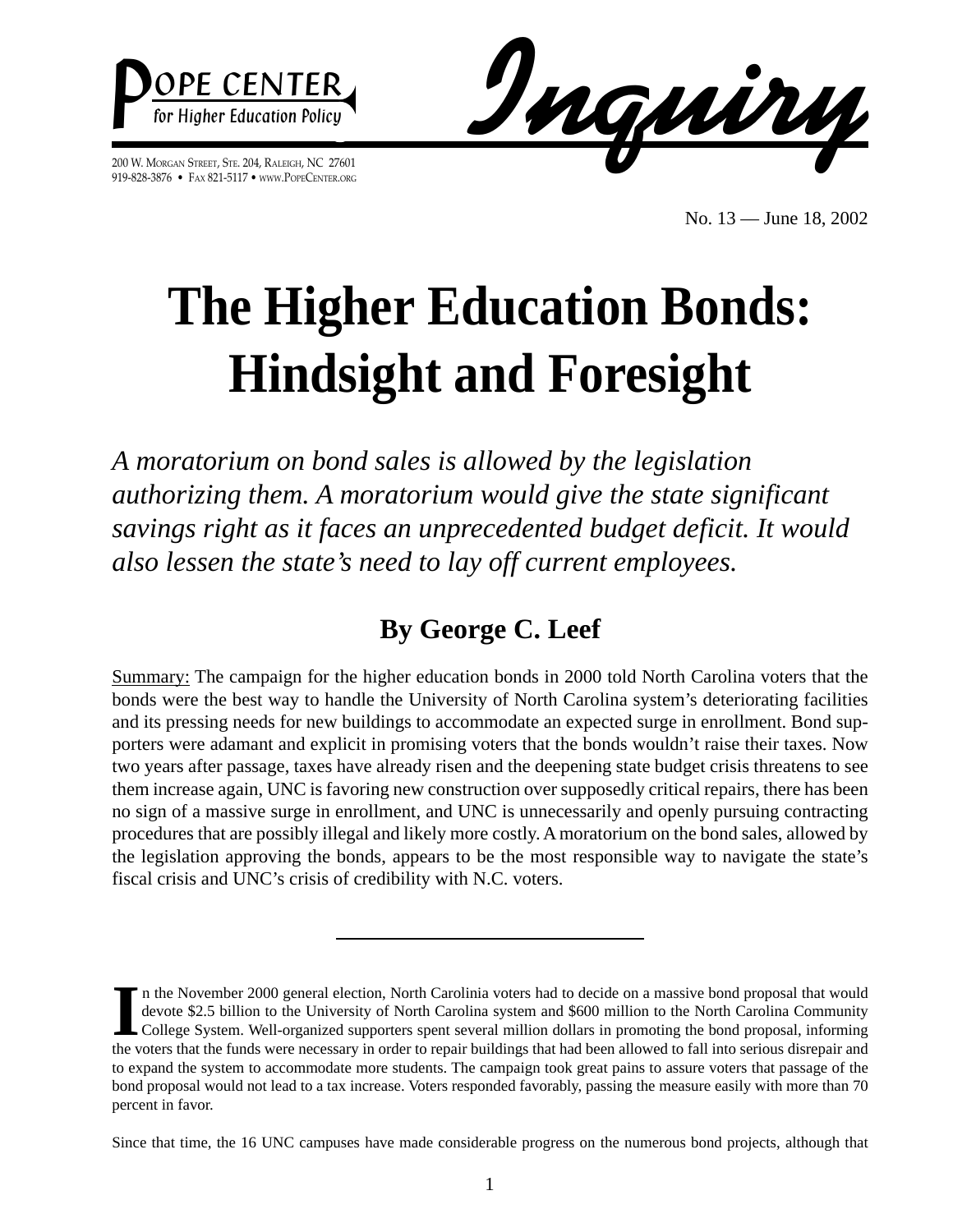POPE CENTER for Higher Education Policy

200 W. Morgan Street, Ste. 204, Raleigh, NC 27601
919-828-3876 • Fax 821-5117 • www.PopeCenter.org

Inquiry

No. 13 — June 18, 2002

# The Higher Education Bonds: Hindsight and Foresight

*A moratorium on bond sales is allowed by the legislation authorizing them. A moratorium would give the state significant savings right as it faces an unprecedented budget deficit. It would also lessen the state's need to lay off current employees.*

## By George C. Leef

Summary: The campaign for the higher education bonds in 2000 told North Carolina voters that the bonds were the best way to handle the University of North Carolina system's deteriorating facilities and its pressing needs for new buildings to accommodate an expected surge in enrollment. Bond supporters were adamant and explicit in promising voters that the bonds wouldn't raise their taxes. Now two years after passage, taxes have already risen and the deepening state budget crisis threatens to see them increase again, UNC is favoring new construction over supposedly critical repairs, there has been no sign of a massive surge in enrollment, and UNC is unnecessarily and openly pursuing contracting procedures that are possibly illegal and likely more costly. A moratorium on the bond sales, allowed by the legislation approving the bonds, appears to be the most responsible way to navigate the state's fiscal crisis and UNC's crisis of credibility with N.C. voters.

---

In the November 2000 general election, North Carolinia voters had to decide on a massive bond proposal that would devote $2.5 billion to the University of North Carolina system and $600 million to the North Carolina Community College System. Well-organized supporters spent several million dollars in promoting the bond proposal, informing the voters that the funds were necessary in order to repair buildings that had been allowed to fall into serious disrepair and to expand the system to accommodate more students. The campaign took great pains to assure voters that passage of the bond proposal would not lead to a tax increase. Voters responded favorably, passing the measure easily with more than 70 percent in favor.

Since that time, the 16 UNC campuses have made considerable progress on the numerous bond projects, although that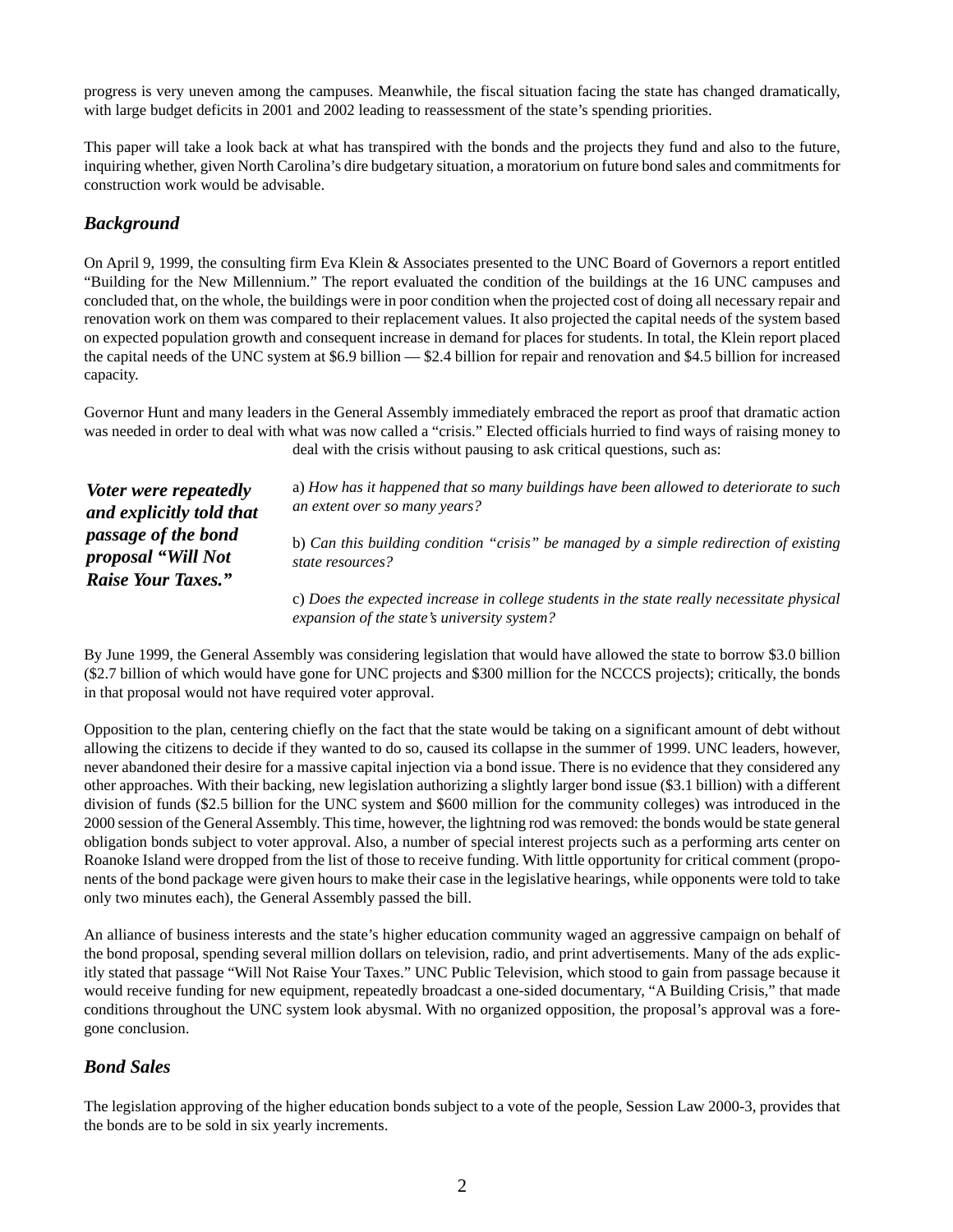progress is very uneven among the campuses. Meanwhile, the fiscal situation facing the state has changed dramatically, with large budget deficits in 2001 and 2002 leading to reassessment of the state's spending priorities.

This paper will take a look back at what has transpired with the bonds and the projects they fund and also to the future, inquiring whether, given North Carolina's dire budgetary situation, a moratorium on future bond sales and commitments for construction work would be advisable.

## *Background*

On April 9, 1999, the consulting firm Eva Klein & Associates presented to the UNC Board of Governors a report entitled "Building for the New Millennium." The report evaluated the condition of the buildings at the 16 UNC campuses and concluded that, on the whole, the buildings were in poor condition when the projected cost of doing all necessary repair and renovation work on them was compared to their replacement values. It also projected the capital needs of the system based on expected population growth and consequent increase in demand for places for students. In total, the Klein report placed the capital needs of the UNC system at $6.9 billion — $2.4 billion for repair and renovation and $4.5 billion for increased capacity.

Governor Hunt and many leaders in the General Assembly immediately embraced the report as proof that dramatic action was needed in order to deal with what was now called a "crisis." Elected officials hurried to find ways of raising money to deal with the crisis without pausing to ask critical questions, such as:

a) *How has it happened that so many buildings have been allowed to deteriorate to such an extent over so many years?*

b) *Can this building condition "crisis" be managed by a simple redirection of existing state resources?*

c) *Does the expected increase in college students in the state really necessitate physical expansion of the state's university system?*

***Voter were repeatedly and explicitly told that passage of the bond proposal "Will Not Raise Your Taxes."***

By June 1999, the General Assembly was considering legislation that would have allowed the state to borrow $3.0 billion ($2.7 billion of which would have gone for UNC projects and $300 million for the NCCCS projects); critically, the bonds in that proposal would not have required voter approval.

Opposition to the plan, centering chiefly on the fact that the state would be taking on a significant amount of debt without allowing the citizens to decide if they wanted to do so, caused its collapse in the summer of 1999. UNC leaders, however, never abandoned their desire for a massive capital injection via a bond issue. There is no evidence that they considered any other approaches. With their backing, new legislation authorizing a slightly larger bond issue ($3.1 billion) with a different division of funds ($2.5 billion for the UNC system and $600 million for the community colleges) was introduced in the 2000 session of the General Assembly. This time, however, the lightning rod was removed: the bonds would be state general obligation bonds subject to voter approval. Also, a number of special interest projects such as a performing arts center on Roanoke Island were dropped from the list of those to receive funding. With little opportunity for critical comment (proponents of the bond package were given hours to make their case in the legislative hearings, while opponents were told to take only two minutes each), the General Assembly passed the bill.

An alliance of business interests and the state's higher education community waged an aggressive campaign on behalf of the bond proposal, spending several million dollars on television, radio, and print advertisements. Many of the ads explicitly stated that passage "Will Not Raise Your Taxes." UNC Public Television, which stood to gain from passage because it would receive funding for new equipment, repeatedly broadcast a one-sided documentary, "A Building Crisis," that made conditions throughout the UNC system look abysmal. With no organized opposition, the proposal's approval was a foregone conclusion.

## *Bond Sales*

The legislation approving of the higher education bonds subject to a vote of the people, Session Law 2000-3, provides that the bonds are to be sold in six yearly increments.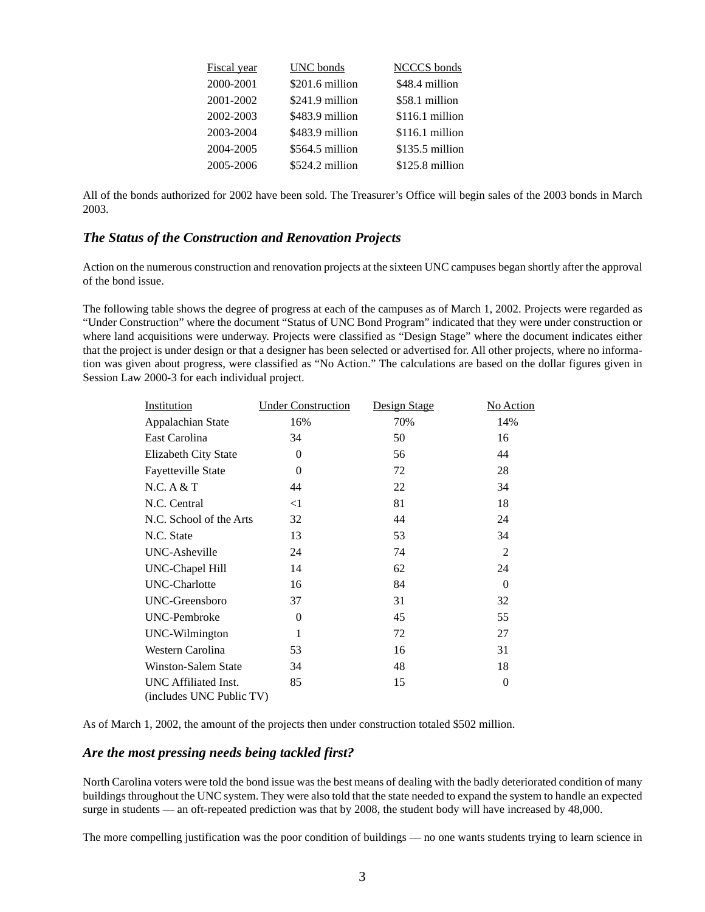| Fiscal year | UNC bonds | NCCCS bonds |
|---|---|---|
| 2000-2001 | $201.6 million | $48.4 million |
| 2001-2002 | $241.9 million | $58.1 million |
| 2002-2003 | $483.9 million | $116.1 million |
| 2003-2004 | $483.9 million | $116.1 million |
| 2004-2005 | $564.5 million | $135.5 million |
| 2005-2006 | $524.2 million | $125.8 million |

All of the bonds authorized for 2002 have been sold. The Treasurer's Office will begin sales of the 2003 bonds in March 2003.

### *The Status of the Construction and Renovation Projects*

Action on the numerous construction and renovation projects at the sixteen UNC campuses began shortly after the approval of the bond issue.

The following table shows the degree of progress at each of the campuses as of March 1, 2002. Projects were regarded as "Under Construction" where the document "Status of UNC Bond Program" indicated that they were under construction or where land acquisitions were underway. Projects were classified as "Design Stage" where the document indicates either that the project is under design or that a designer has been selected or advertised for. All other projects, where no information was given about progress, were classified as "No Action." The calculations are based on the dollar figures given in Session Law 2000-3 for each individual project.

| Institution | Under Construction | Design Stage | No Action |
|---|---|---|---|
| Appalachian State | 16% | 70% | 14% |
| East Carolina | 34 | 50 | 16 |
| Elizabeth City State | 0 | 56 | 44 |
| Fayetteville State | 0 | 72 | 28 |
| N.C. A & T | 44 | 22 | 34 |
| N.C. Central | <1 | 81 | 18 |
| N.C. School of the Arts | 32 | 44 | 24 |
| N.C. State | 13 | 53 | 34 |
| UNC-Asheville | 24 | 74 | 2 |
| UNC-Chapel Hill | 14 | 62 | 24 |
| UNC-Charlotte | 16 | 84 | 0 |
| UNC-Greensboro | 37 | 31 | 32 |
| UNC-Pembroke | 0 | 45 | 55 |
| UNC-Wilmington | 1 | 72 | 27 |
| Western Carolina | 53 | 16 | 31 |
| Winston-Salem State | 34 | 48 | 18 |
| UNC Affiliated Inst. (includes UNC Public TV) | 85 | 15 | 0 |

As of March 1, 2002, the amount of the projects then under construction totaled $502 million.

### *Are the most pressing needs being tackled first?*

North Carolina voters were told the bond issue was the best means of dealing with the badly deteriorated condition of many buildings throughout the UNC system. They were also told that the state needed to expand the system to handle an expected surge in students — an oft-repeated prediction was that by 2008, the student body will have increased by 48,000.

The more compelling justification was the poor condition of buildings — no one wants students trying to learn science in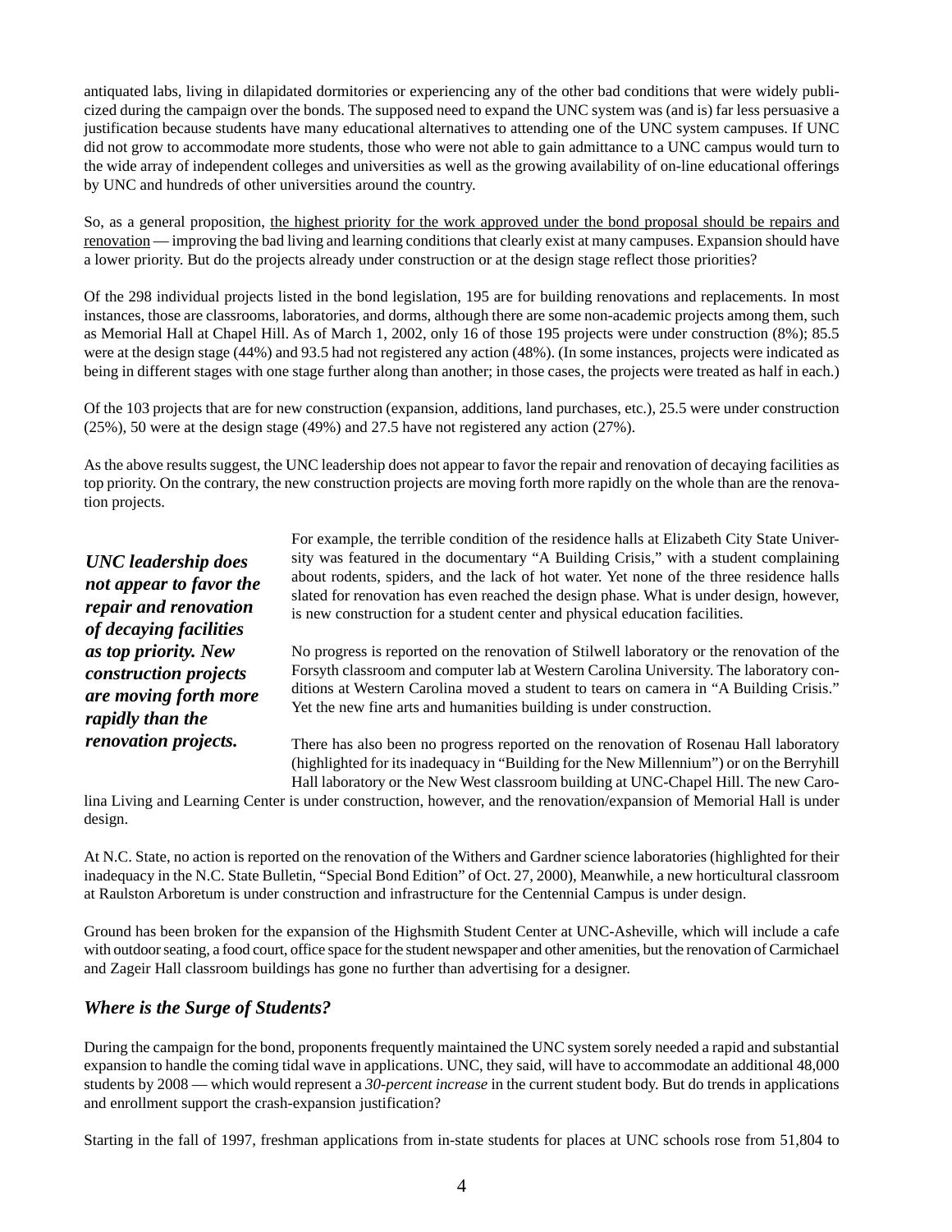antiquated labs, living in dilapidated dormitories or experiencing any of the other bad conditions that were widely publicized during the campaign over the bonds. The supposed need to expand the UNC system was (and is) far less persuasive a justification because students have many educational alternatives to attending one of the UNC system campuses. If UNC did not grow to accommodate more students, those who were not able to gain admittance to a UNC campus would turn to the wide array of independent colleges and universities as well as the growing availability of on-line educational offerings by UNC and hundreds of other universities around the country.

So, as a general proposition, <u>the highest priority for the work approved under the bond proposal should be repairs and renovation</u> — improving the bad living and learning conditions that clearly exist at many campuses. Expansion should have a lower priority. But do the projects already under construction or at the design stage reflect those priorities?

Of the 298 individual projects listed in the bond legislation, 195 are for building renovations and replacements. In most instances, those are classrooms, laboratories, and dorms, although there are some non-academic projects among them, such as Memorial Hall at Chapel Hill. As of March 1, 2002, only 16 of those 195 projects were under construction (8%); 85.5 were at the design stage (44%) and 93.5 had not registered any action (48%). (In some instances, projects were indicated as being in different stages with one stage further along than another; in those cases, the projects were treated as half in each.)

Of the 103 projects that are for new construction (expansion, additions, land purchases, etc.), 25.5 were under construction (25%), 50 were at the design stage (49%) and 27.5 have not registered any action (27%).

As the above results suggest, the UNC leadership does not appear to favor the repair and renovation of decaying facilities as top priority. On the contrary, the new construction projects are moving forth more rapidly on the whole than are the renovation projects.

***UNC leadership does not appear to favor the repair and renovation of decaying facilities as top priority. New construction projects are moving forth more rapidly than the renovation projects.***

For example, the terrible condition of the residence halls at Elizabeth City State University was featured in the documentary "A Building Crisis," with a student complaining about rodents, spiders, and the lack of hot water. Yet none of the three residence halls slated for renovation has even reached the design phase. What is under design, however, is new construction for a student center and physical education facilities.

No progress is reported on the renovation of Stilwell laboratory or the renovation of the Forsyth classroom and computer lab at Western Carolina University. The laboratory conditions at Western Carolina moved a student to tears on camera in "A Building Crisis." Yet the new fine arts and humanities building is under construction.

There has also been no progress reported on the renovation of Rosenau Hall laboratory (highlighted for its inadequacy in "Building for the New Millennium") or on the Berryhill Hall laboratory or the New West classroom building at UNC-Chapel Hill. The new Carolina Living and Learning Center is under construction, however, and the renovation/expansion of Memorial Hall is under design.

At N.C. State, no action is reported on the renovation of the Withers and Gardner science laboratories (highlighted for their inadequacy in the N.C. State Bulletin, "Special Bond Edition" of Oct. 27, 2000), Meanwhile, a new horticultural classroom at Raulston Arboretum is under construction and infrastructure for the Centennial Campus is under design.

Ground has been broken for the expansion of the Highsmith Student Center at UNC-Asheville, which will include a cafe with outdoor seating, a food court, office space for the student newspaper and other amenities, but the renovation of Carmichael and Zageir Hall classroom buildings has gone no further than advertising for a designer.

### *Where is the Surge of Students?*

During the campaign for the bond, proponents frequently maintained the UNC system sorely needed a rapid and substantial expansion to handle the coming tidal wave in applications. UNC, they said, will have to accommodate an additional 48,000 students by 2008 — which would represent a *30-percent increase* in the current student body. But do trends in applications and enrollment support the crash-expansion justification?

Starting in the fall of 1997, freshman applications from in-state students for places at UNC schools rose from 51,804 to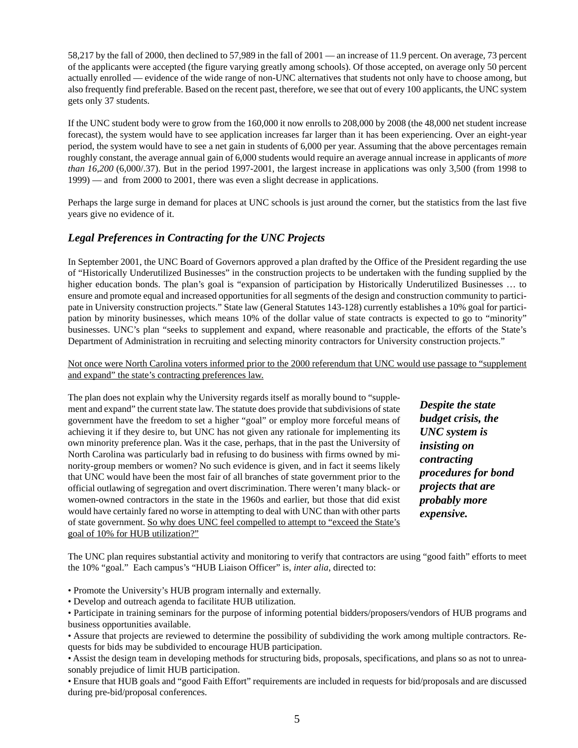58,217 by the fall of 2000, then declined to 57,989 in the fall of 2001 — an increase of 11.9 percent. On average, 73 percent of the applicants were accepted (the figure varying greatly among schools). Of those accepted, on average only 50 percent actually enrolled — evidence of the wide range of non-UNC alternatives that students not only have to choose among, but also frequently find preferable. Based on the recent past, therefore, we see that out of every 100 applicants, the UNC system gets only 37 students.

If the UNC student body were to grow from the 160,000 it now enrolls to 208,000 by 2008 (the 48,000 net student increase forecast), the system would have to see application increases far larger than it has been experiencing. Over an eight-year period, the system would have to see a net gain in students of 6,000 per year. Assuming that the above percentages remain roughly constant, the average annual gain of 6,000 students would require an average annual increase in applicants of *more than 16,200* (6,000/.37). But in the period 1997-2001, the largest increase in applications was only 3,500 (from 1998 to 1999) — and from 2000 to 2001, there was even a slight decrease in applications.

Perhaps the large surge in demand for places at UNC schools is just around the corner, but the statistics from the last five years give no evidence of it.

## *Legal Preferences in Contracting for the UNC Projects*

In September 2001, the UNC Board of Governors approved a plan drafted by the Office of the President regarding the use of "Historically Underutilized Businesses" in the construction projects to be undertaken with the funding supplied by the higher education bonds. The plan's goal is "expansion of participation by Historically Underutilized Businesses … to ensure and promote equal and increased opportunities for all segments of the design and construction community to participate in University construction projects." State law (General Statutes 143-128) currently establishes a 10% goal for participation by minority businesses, which means 10% of the dollar value of state contracts is expected to go to "minority" businesses. UNC's plan "seeks to supplement and expand, where reasonable and practicable, the efforts of the State's Department of Administration in recruiting and selecting minority contractors for University construction projects."

<u>Not once were North Carolina voters informed prior to the 2000 referendum that UNC would use passage to "supplement and expand" the state's contracting preferences law.</u>

***Despite the state budget crisis, the UNC system is insisting on contracting procedures for bond projects that are probably more expensive.***

The plan does not explain why the University regards itself as morally bound to "supplement and expand" the current state law. The statute does provide that subdivisions of state government have the freedom to set a higher "goal" or employ more forceful means of achieving it if they desire to, but UNC has not given any rationale for implementing its own minority preference plan. Was it the case, perhaps, that in the past the University of North Carolina was particularly bad in refusing to do business with firms owned by minority-group members or women? No such evidence is given, and in fact it seems likely that UNC would have been the most fair of all branches of state government prior to the official outlawing of segregation and overt discrimination. There weren't many black- or women-owned contractors in the state in the 1960s and earlier, but those that did exist would have certainly fared no worse in attempting to deal with UNC than with other parts of state government. <u>So why does UNC feel compelled to attempt to "exceed the State's goal of 10% for HUB utilization?"</u>

The UNC plan requires substantial activity and monitoring to verify that contractors are using "good faith" efforts to meet the 10% "goal." Each campus's "HUB Liaison Officer" is, *inter alia*, directed to:

- Promote the University's HUB program internally and externally.
- Develop and outreach agenda to facilitate HUB utilization.
- Participate in training seminars for the purpose of informing potential bidders/proposers/vendors of HUB programs and business opportunities available.
- Assure that projects are reviewed to determine the possibility of subdividing the work among multiple contractors. Requests for bids may be subdivided to encourage HUB participation.
- Assist the design team in developing methods for structuring bids, proposals, specifications, and plans so as not to unreasonably prejudice of limit HUB participation.
- Ensure that HUB goals and "good Faith Effort" requirements are included in requests for bid/proposals and are discussed during pre-bid/proposal conferences.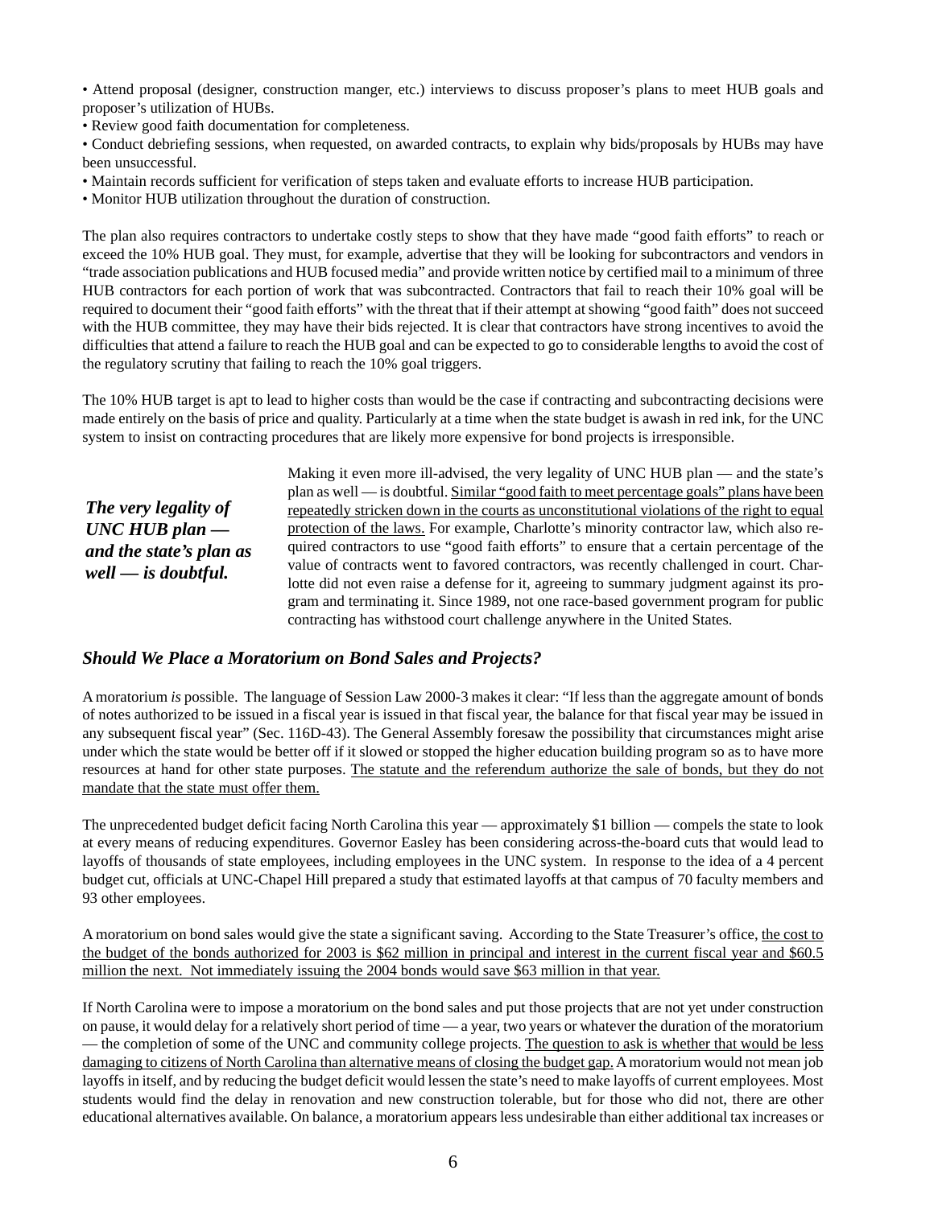• Attend proposal (designer, construction manger, etc.) interviews to discuss proposer's plans to meet HUB goals and proposer's utilization of HUBs.
• Review good faith documentation for completeness.
• Conduct debriefing sessions, when requested, on awarded contracts, to explain why bids/proposals by HUBs may have been unsuccessful.
• Maintain records sufficient for verification of steps taken and evaluate efforts to increase HUB participation.
• Monitor HUB utilization throughout the duration of construction.

The plan also requires contractors to undertake costly steps to show that they have made "good faith efforts" to reach or exceed the 10% HUB goal. They must, for example, advertise that they will be looking for subcontractors and vendors in "trade association publications and HUB focused media" and provide written notice by certified mail to a minimum of three HUB contractors for each portion of work that was subcontracted. Contractors that fail to reach their 10% goal will be required to document their "good faith efforts" with the threat that if their attempt at showing "good faith" does not succeed with the HUB committee, they may have their bids rejected. It is clear that contractors have strong incentives to avoid the difficulties that attend a failure to reach the HUB goal and can be expected to go to considerable lengths to avoid the cost of the regulatory scrutiny that failing to reach the 10% goal triggers.

The 10% HUB target is apt to lead to higher costs than would be the case if contracting and subcontracting decisions were made entirely on the basis of price and quality. Particularly at a time when the state budget is awash in red ink, for the UNC system to insist on contracting procedures that are likely more expensive for bond projects is irresponsible.

***The very legality of UNC HUB plan — and the state's plan as well — is doubtful.***

Making it even more ill-advised, the very legality of UNC HUB plan — and the state's plan as well — is doubtful. Similar "good faith to meet percentage goals" plans have been repeatedly stricken down in the courts as unconstitutional violations of the right to equal protection of the laws. For example, Charlotte's minority contractor law, which also required contractors to use "good faith efforts" to ensure that a certain percentage of the value of contracts went to favored contractors, was recently challenged in court. Charlotte did not even raise a defense for it, agreeing to summary judgment against its program and terminating it. Since 1989, not one race-based government program for public contracting has withstood court challenge anywhere in the United States.

## *Should We Place a Moratorium on Bond Sales and Projects?*

A moratorium *is* possible. The language of Session Law 2000-3 makes it clear: "If less than the aggregate amount of bonds of notes authorized to be issued in a fiscal year is issued in that fiscal year, the balance for that fiscal year may be issued in any subsequent fiscal year" (Sec. 116D-43). The General Assembly foresaw the possibility that circumstances might arise under which the state would be better off if it slowed or stopped the higher education building program so as to have more resources at hand for other state purposes. The statute and the referendum authorize the sale of bonds, but they do not mandate that the state must offer them.

The unprecedented budget deficit facing North Carolina this year — approximately $1 billion — compels the state to look at every means of reducing expenditures. Governor Easley has been considering across-the-board cuts that would lead to layoffs of thousands of state employees, including employees in the UNC system. In response to the idea of a 4 percent budget cut, officials at UNC-Chapel Hill prepared a study that estimated layoffs at that campus of 70 faculty members and 93 other employees.

A moratorium on bond sales would give the state a significant saving. According to the State Treasurer's office, the cost to the budget of the bonds authorized for 2003 is $62 million in principal and interest in the current fiscal year and $60.5 million the next. Not immediately issuing the 2004 bonds would save $63 million in that year.

If North Carolina were to impose a moratorium on the bond sales and put those projects that are not yet under construction on pause, it would delay for a relatively short period of time — a year, two years or whatever the duration of the moratorium — the completion of some of the UNC and community college projects. The question to ask is whether that would be less damaging to citizens of North Carolina than alternative means of closing the budget gap. A moratorium would not mean job layoffs in itself, and by reducing the budget deficit would lessen the state's need to make layoffs of current employees. Most students would find the delay in renovation and new construction tolerable, but for those who did not, there are other educational alternatives available. On balance, a moratorium appears less undesirable than either additional tax increases or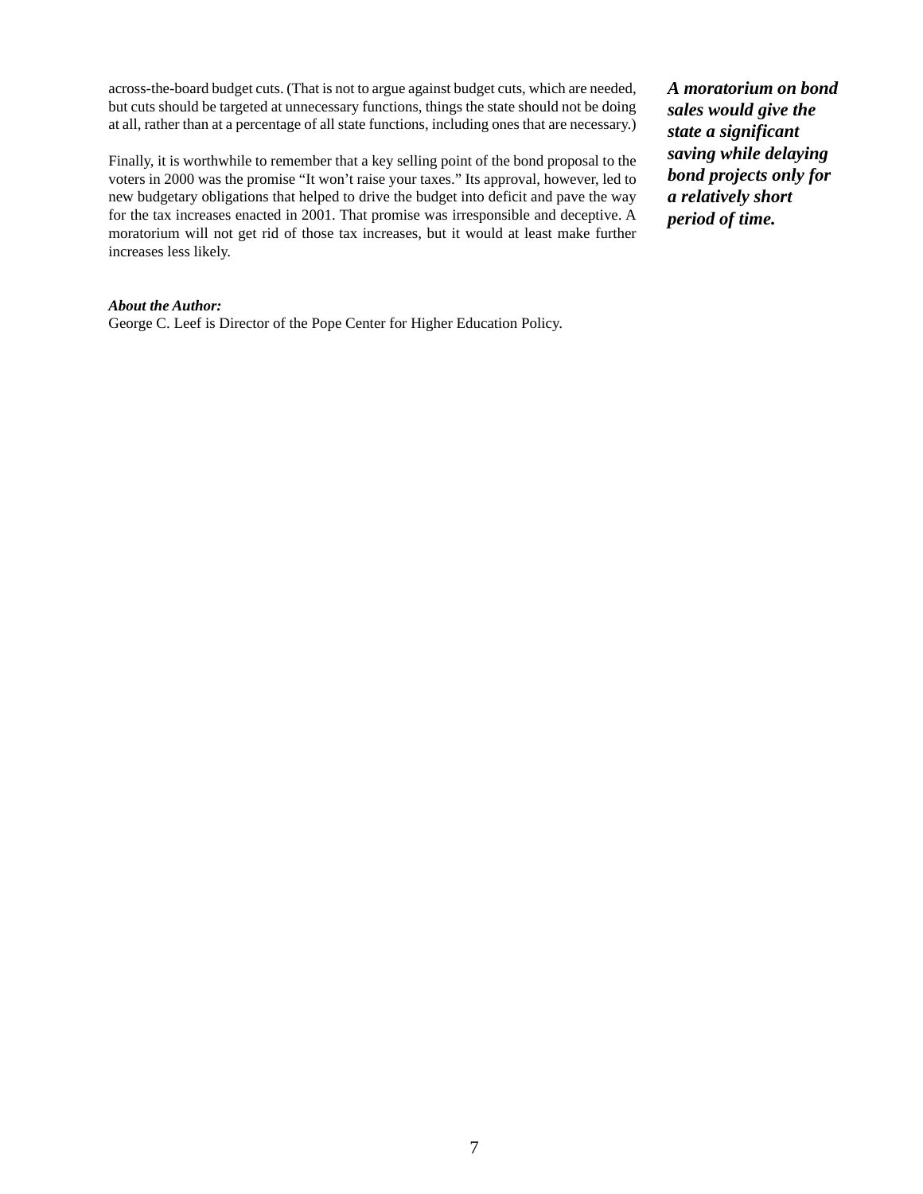across-the-board budget cuts. (That is not to argue against budget cuts, which are needed, but cuts should be targeted at unnecessary functions, things the state should not be doing at all, rather than at a percentage of all state functions, including ones that are necessary.)

Finally, it is worthwhile to remember that a key selling point of the bond proposal to the voters in 2000 was the promise "It won't raise your taxes." Its approval, however, led to new budgetary obligations that helped to drive the budget into deficit and pave the way for the tax increases enacted in 2001. That promise was irresponsible and deceptive. A moratorium will not get rid of those tax increases, but it would at least make further increases less likely.

***A moratorium on bond sales would give the state a significant saving while delaying bond projects only for a relatively short period of time.***

***About the Author:***
George C. Leef is Director of the Pope Center for Higher Education Policy.